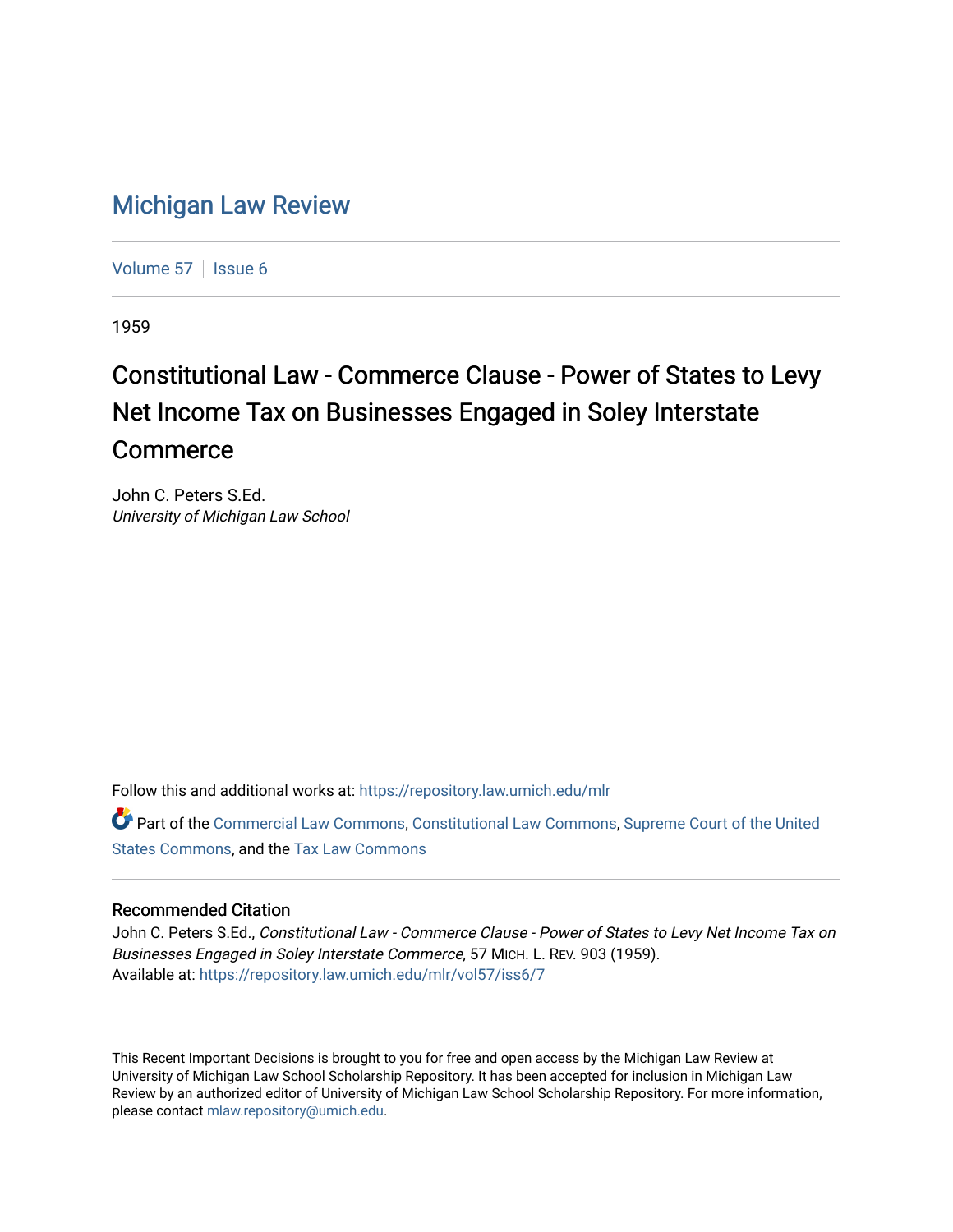# Michigan Law Review

Volume 57 | Issue 6

1959

## Constitutional Law - Commerce Clause - Power of States to Levy Net Income Tax on Businesses Engaged in Soley Interstate Commerce

John C. Peters S.Ed.
*University of Michigan Law School*

Follow this and additional works at: https://repository.law.umich.edu/mlr

Part of the Commercial Law Commons, Constitutional Law Commons, Supreme Court of the United States Commons, and the Tax Law Commons

### Recommended Citation

John C. Peters S.Ed., *Constitutional Law - Commerce Clause - Power of States to Levy Net Income Tax on Businesses Engaged in Soley Interstate Commerce*, 57 MICH. L. REV. 903 (1959).
Available at: https://repository.law.umich.edu/mlr/vol57/iss6/7

This Recent Important Decisions is brought to you for free and open access by the Michigan Law Review at University of Michigan Law School Scholarship Repository. It has been accepted for inclusion in Michigan Law Review by an authorized editor of University of Michigan Law School Scholarship Repository. For more information, please contact mlaw.repository@umich.edu.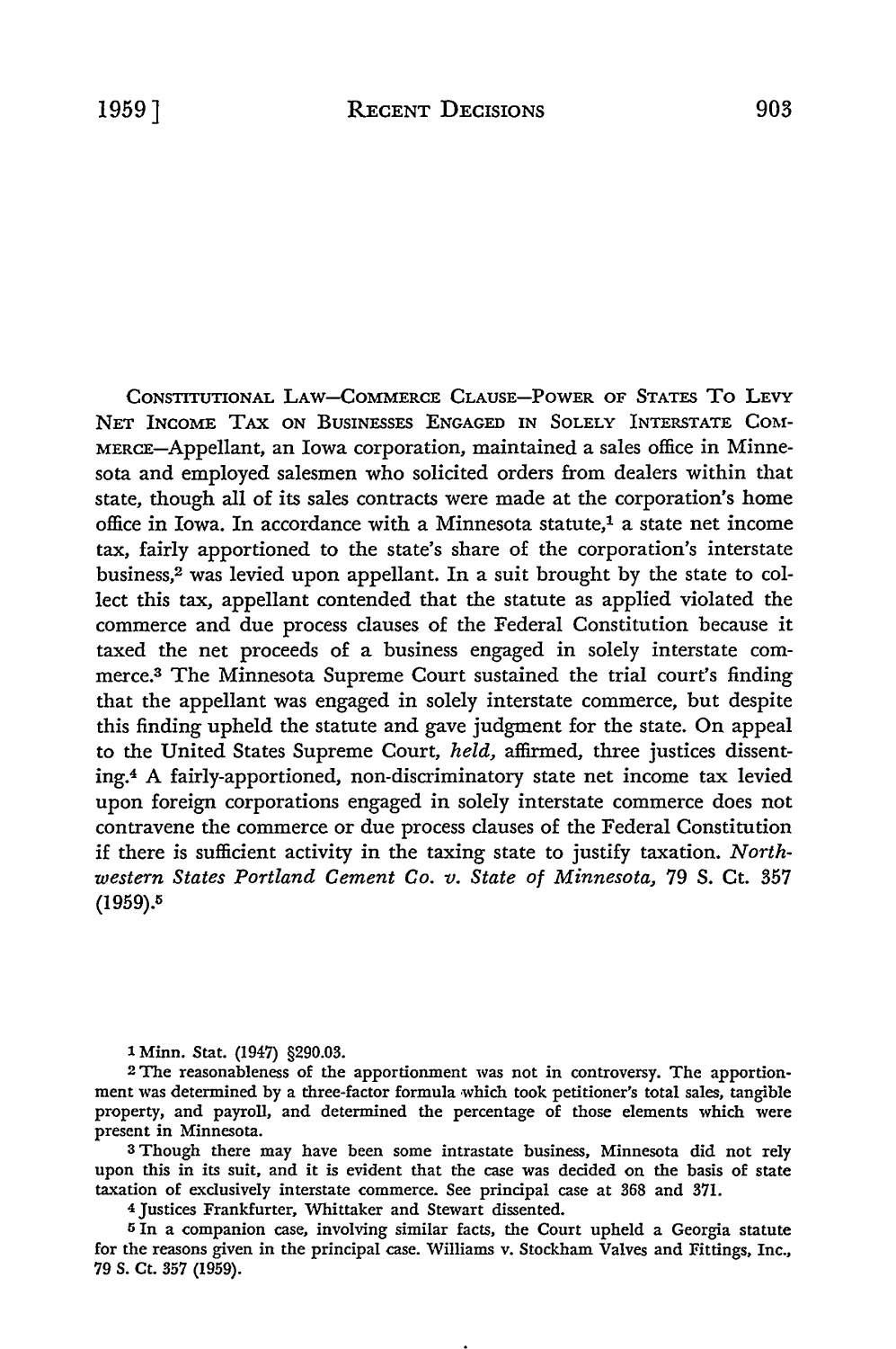CONSTITUTIONAL LAW—COMMERCE CLAUSE—POWER OF STATES TO LEVY NET INCOME TAX ON BUSINESSES ENGAGED IN SOLELY INTERSTATE COMMERCE—Appellant, an Iowa corporation, maintained a sales office in Minnesota and employed salesmen who solicited orders from dealers within that state, though all of its sales contracts were made at the corporation's home office in Iowa. In accordance with a Minnesota statute,[1] a state net income tax, fairly apportioned to the state's share of the corporation's interstate business,[2] was levied upon appellant. In a suit brought by the state to collect this tax, appellant contended that the statute as applied violated the commerce and due process clauses of the Federal Constitution because it taxed the net proceeds of a business engaged in solely interstate commerce.[3] The Minnesota Supreme Court sustained the trial court's finding that the appellant was engaged in solely interstate commerce, but despite this finding upheld the statute and gave judgment for the state. On appeal to the United States Supreme Court, *held*, affirmed, three justices dissenting.[4] A fairly-apportioned, non-discriminatory state net income tax levied upon foreign corporations engaged in solely interstate commerce does not contravene the commerce or due process clauses of the Federal Constitution if there is sufficient activity in the taxing state to justify taxation. *Northwestern States Portland Cement Co. v. State of Minnesota*, 79 S. Ct. 357 (1959).[5]

---

[1] Minn. Stat. (1947) §290.03.

[2] The reasonableness of the apportionment was not in controversy. The apportionment was determined by a three-factor formula which took petitioner's total sales, tangible property, and payroll, and determined the percentage of those elements which were present in Minnesota.

[3] Though there may have been some intrastate business, Minnesota did not rely upon this in its suit, and it is evident that the case was decided on the basis of state taxation of exclusively interstate commerce. See principal case at 368 and 371.

[4] Justices Frankfurter, Whittaker and Stewart dissented.

[5] In a companion case, involving similar facts, the Court upheld a Georgia statute for the reasons given in the principal case. Williams v. Stockham Valves and Fittings, Inc., 79 S. Ct. 357 (1959).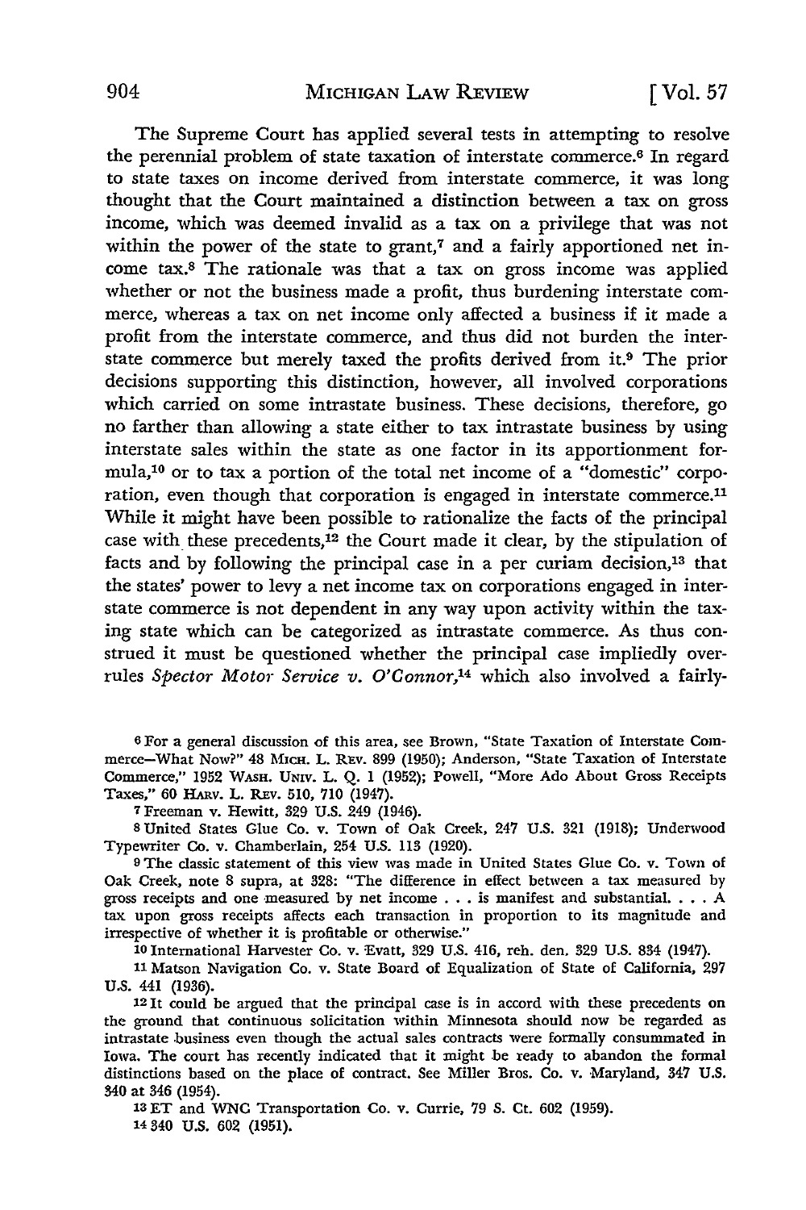The Supreme Court has applied several tests in attempting to resolve the perennial problem of state taxation of interstate commerce.[6] In regard to state taxes on income derived from interstate commerce, it was long thought that the Court maintained a distinction between a tax on gross income, which was deemed invalid as a tax on a privilege that was not within the power of the state to grant,[7] and a fairly apportioned net income tax.[8] The rationale was that a tax on gross income was applied whether or not the business made a profit, thus burdening interstate commerce, whereas a tax on net income only affected a business if it made a profit from the interstate commerce, and thus did not burden the interstate commerce but merely taxed the profits derived from it.[9] The prior decisions supporting this distinction, however, all involved corporations which carried on some intrastate business. These decisions, therefore, go no farther than allowing a state either to tax intrastate business by using interstate sales within the state as one factor in its apportionment formula,[10] or to tax a portion of the total net income of a "domestic" corporation, even though that corporation is engaged in interstate commerce.[11] While it might have been possible to rationalize the facts of the principal case with these precedents,[12] the Court made it clear, by the stipulation of facts and by following the principal case in a per curiam decision,[13] that the states' power to levy a net income tax on corporations engaged in interstate commerce is not dependent in any way upon activity within the taxing state which can be categorized as intrastate commerce. As thus construed it must be questioned whether the principal case impliedly overrules *Spector Motor Service v. O'Connor*,[14] which also involved a fairly-

---

6 For a general discussion of this area, see Brown, "State Taxation of Interstate Commerce—What Now?" 48 MICH. L. REV. 899 (1950); Anderson, "State Taxation of Interstate Commerce," 1952 WASH. UNIV. L. Q. 1 (1952); Powell, "More Ado About Gross Receipts Taxes," 60 HARV. L. REV. 510, 710 (1947).

7 Freeman v. Hewitt, 329 U.S. 249 (1946).

8 United States Glue Co. v. Town of Oak Creek, 247 U.S. 321 (1918); Underwood Typewriter Co. v. Chamberlain, 254 U.S. 113 (1920).

9 The classic statement of this view was made in United States Glue Co. v. Town of Oak Creek, note 8 supra, at 328: "The difference in effect between a tax measured by gross receipts and one measured by net income . . . is manifest and substantial. . . . A tax upon gross receipts affects each transaction in proportion to its magnitude and irrespective of whether it is profitable or otherwise."

10 International Harvester Co. v. Evatt, 329 U.S. 416, reh. den. 329 U.S. 834 (1947).

11 Matson Navigation Co. v. State Board of Equalization of State of California, 297 U.S. 441 (1936).

12 It could be argued that the principal case is in accord with these precedents on the ground that continuous solicitation within Minnesota should now be regarded as intrastate business even though the actual sales contracts were formally consummated in Iowa. The court has recently indicated that it might be ready to abandon the formal distinctions based on the place of contract. See Miller Bros. Co. v. Maryland, 347 U.S. 340 at 346 (1954).

13 ET and WNC Transportation Co. v. Currie, 79 S. Ct. 602 (1959).

14 340 U.S. 602 (1951).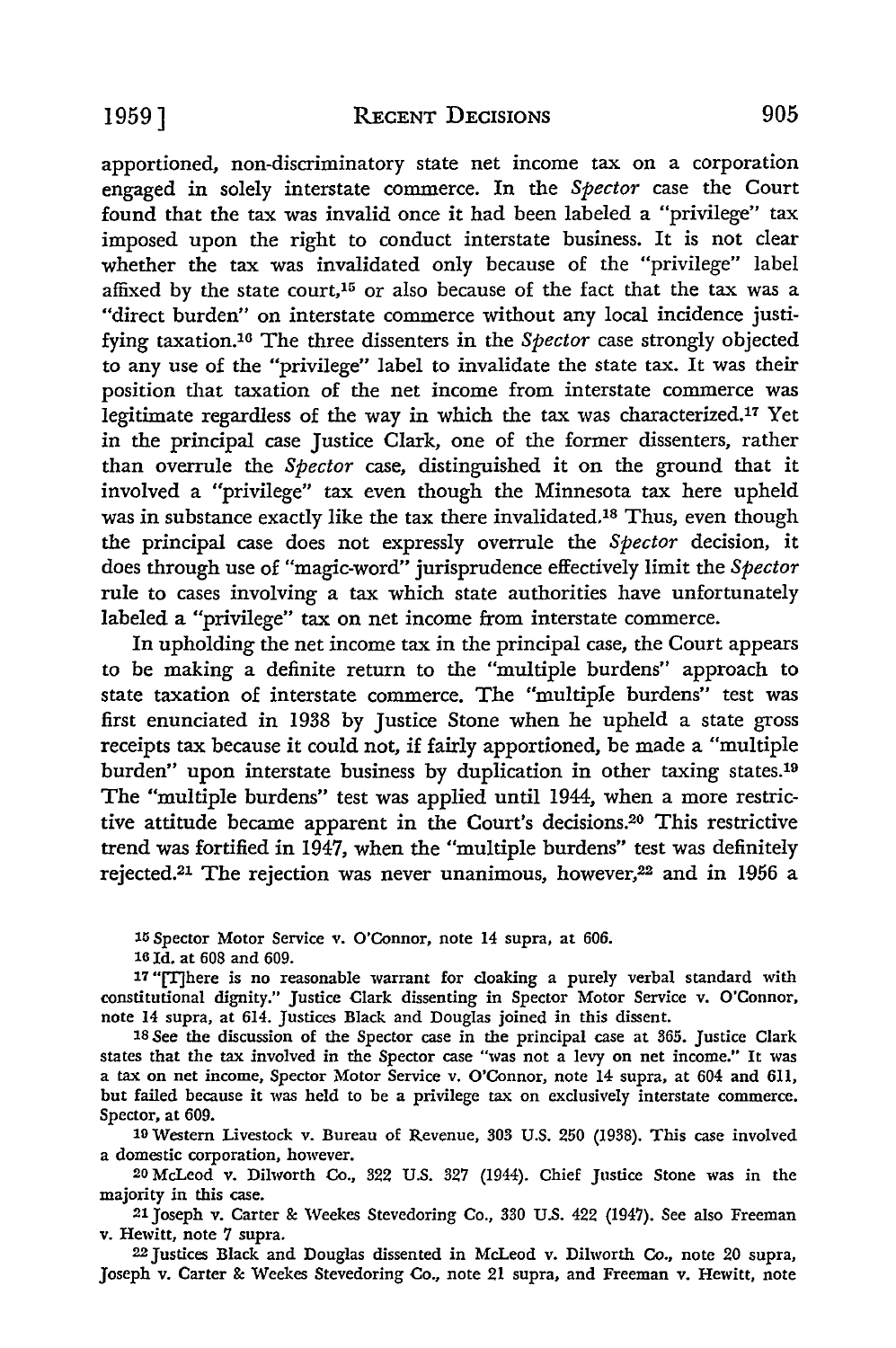apportioned, non-discriminatory state net income tax on a corporation engaged in solely interstate commerce. In the *Spector* case the Court found that the tax was invalid once it had been labeled a "privilege" tax imposed upon the right to conduct interstate business. It is not clear whether the tax was invalidated only because of the "privilege" label affixed by the state court,[15] or also because of the fact that the tax was a "direct burden" on interstate commerce without any local incidence justifying taxation.[16] The three dissenters in the *Spector* case strongly objected to any use of the "privilege" label to invalidate the state tax. It was their position that taxation of the net income from interstate commerce was legitimate regardless of the way in which the tax was characterized.[17] Yet in the principal case Justice Clark, one of the former dissenters, rather than overrule the *Spector* case, distinguished it on the ground that it involved a "privilege" tax even though the Minnesota tax here upheld was in substance exactly like the tax there invalidated.[18] Thus, even though the principal case does not expressly overrule the *Spector* decision, it does through use of "magic-word" jurisprudence effectively limit the *Spector* rule to cases involving a tax which state authorities have unfortunately labeled a "privilege" tax on net income from interstate commerce.

In upholding the net income tax in the principal case, the Court appears to be making a definite return to the "multiple burdens" approach to state taxation of interstate commerce. The "multiple burdens" test was first enunciated in 1938 by Justice Stone when he upheld a state gross receipts tax because it could not, if fairly apportioned, be made a "multiple burden" upon interstate business by duplication in other taxing states.[19] The "multiple burdens" test was applied until 1944, when a more restrictive attitude became apparent in the Court's decisions.[20] This restrictive trend was fortified in 1947, when the "multiple burdens" test was definitely rejected.[21] The rejection was never unanimous, however,[22] and in 1956 a

---

[15] Spector Motor Service v. O'Connor, note 14 supra, at 606.

[16] Id. at 608 and 609.

[17] "[T]here is no reasonable warrant for cloaking a purely verbal standard with constitutional dignity." Justice Clark dissenting in Spector Motor Service v. O'Connor, note 14 supra, at 614. Justices Black and Douglas joined in this dissent.

[18] See the discussion of the Spector case in the principal case at 365. Justice Clark states that the tax involved in the Spector case "was not a levy on net income." It was a tax on net income, Spector Motor Service v. O'Connor, note 14 supra, at 604 and 611, but failed because it was held to be a privilege tax on exclusively interstate commerce. Spector, at 609.

[19] Western Livestock v. Bureau of Revenue, 303 U.S. 250 (1938). This case involved a domestic corporation, however.

[20] McLeod v. Dilworth Co., 322 U.S. 327 (1944). Chief Justice Stone was in the majority in this case.

[21] Joseph v. Carter & Weekes Stevedoring Co., 330 U.S. 422 (1947). See also Freeman v. Hewitt, note 7 supra.

[22] Justices Black and Douglas dissented in McLeod v. Dilworth Co., note 20 supra, Joseph v. Carter & Weekes Stevedoring Co., note 21 supra, and Freeman v. Hewitt, note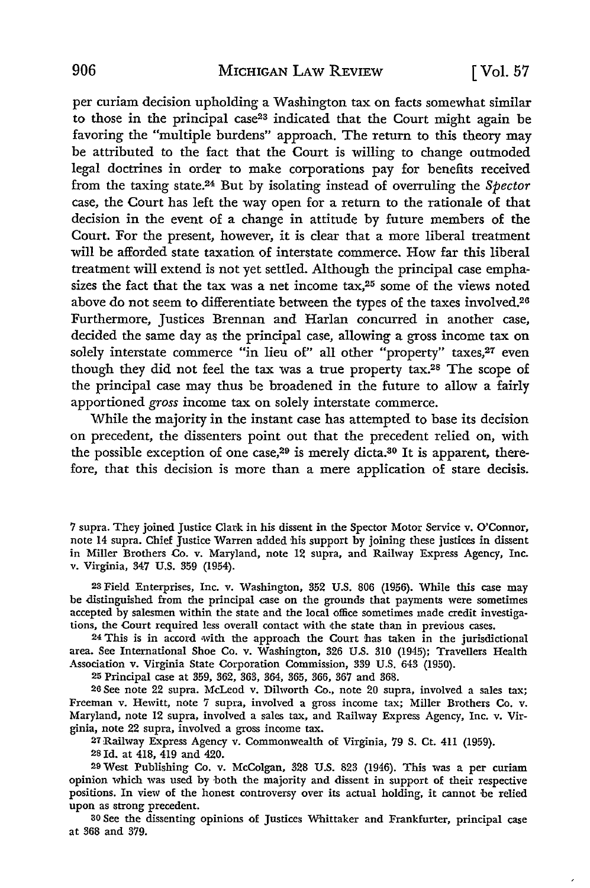per curiam decision upholding a Washington tax on facts somewhat similar to those in the principal case[23] indicated that the Court might again be favoring the "multiple burdens" approach. The return to this theory may be attributed to the fact that the Court is willing to change outmoded legal doctrines in order to make corporations pay for benefits received from the taxing state.[24] But by isolating instead of overruling the *Spector* case, the Court has left the way open for a return to the rationale of that decision in the event of a change in attitude by future members of the Court. For the present, however, it is clear that a more liberal treatment will be afforded state taxation of interstate commerce. How far this liberal treatment will extend is not yet settled. Although the principal case emphasizes the fact that the tax was a net income tax,[25] some of the views noted above do not seem to differentiate between the types of the taxes involved.[26] Furthermore, Justices Brennan and Harlan concurred in another case, decided the same day as the principal case, allowing a gross income tax on solely interstate commerce "in lieu of" all other "property" taxes,[27] even though they did not feel the tax was a true property tax.[28] The scope of the principal case may thus be broadened in the future to allow a fairly apportioned *gross* income tax on solely interstate commerce.

While the majority in the instant case has attempted to base its decision on precedent, the dissenters point out that the precedent relied on, with the possible exception of one case,[29] is merely dicta.[30] It is apparent, therefore, that this decision is more than a mere application of stare decisis.

---

7 supra. They joined Justice Clark in his dissent in the Spector Motor Service v. O'Connor, note 14 supra. Chief Justice Warren added his support by joining these justices in dissent in Miller Brothers Co. v. Maryland, note 12 supra, and Railway Express Agency, Inc. v. Virginia, 347 U.S. 359 (1954).

23 Field Enterprises, Inc. v. Washington, 352 U.S. 806 (1956). While this case may be distinguished from the principal case on the grounds that payments were sometimes accepted by salesmen within the state and the local office sometimes made credit investigations, the Court required less overall contact with the state than in previous cases.

24 This is in accord with the approach the Court has taken in the jurisdictional area. See International Shoe Co. v. Washington, 326 U.S. 310 (1945); Travellers Health Association v. Virginia State Corporation Commission, 339 U.S. 643 (1950).

25 Principal case at 359, 362, 363, 364, 365, 366, 367 and 368.

26 See note 22 supra. McLeod v. Dilworth Co., note 20 supra, involved a sales tax; Freeman v. Hewitt, note 7 supra, involved a gross income tax; Miller Brothers Co. v. Maryland, note 12 supra, involved a sales tax, and Railway Express Agency, Inc. v. Virginia, note 22 supra, involved a gross income tax.

27 Railway Express Agency v. Commonwealth of Virginia, 79 S. Ct. 411 (1959).

28 Id. at 418, 419 and 420.

29 West Publishing Co. v. McColgan, 328 U.S. 823 (1946). This was a per curiam opinion which was used by both the majority and dissent in support of their respective positions. In view of the honest controversy over its actual holding, it cannot be relied upon as strong precedent.

30 See the dissenting opinions of Justices Whittaker and Frankfurter, principal case at 368 and 379.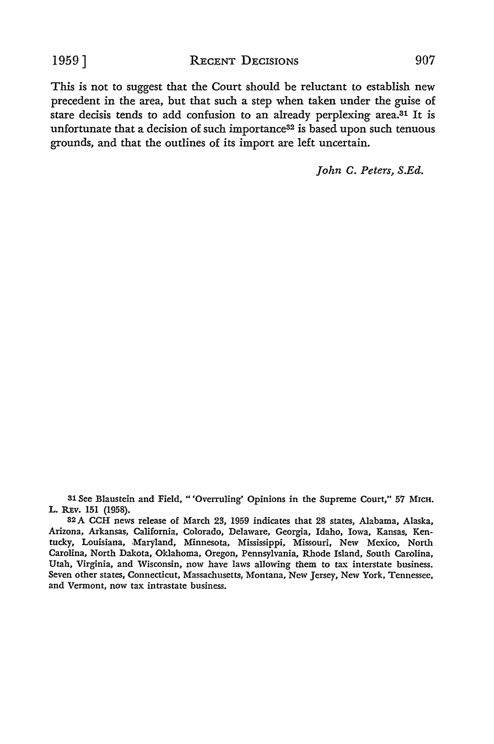This is not to suggest that the Court should be reluctant to establish new precedent in the area, but that such a step when taken under the guise of stare decisis tends to add confusion to an already perplexing area.[31] It is unfortunate that a decision of such importance[32] is based upon such tenuous grounds, and that the outlines of its import are left uncertain.

*John C. Peters, S.Ed.*

---

[31] See Blaustein and Field, "'Overruling' Opinions in the Supreme Court," 57 MICH. L. REV. 151 (1958).

[32] A CCH news release of March 23, 1959 indicates that 28 states, Alabama, Alaska, Arizona, Arkansas, California, Colorado, Delaware, Georgia, Idaho, Iowa, Kansas, Kentucky, Louisiana, Maryland, Minnesota, Mississippi, Missouri, New Mexico, North Carolina, North Dakota, Oklahoma, Oregon, Pennsylvania, Rhode Island, South Carolina, Utah, Virginia, and Wisconsin, now have laws allowing them to tax interstate business. Seven other states, Connecticut, Massachusetts, Montana, New Jersey, New York, Tennessee, and Vermont, now tax intrastate business.